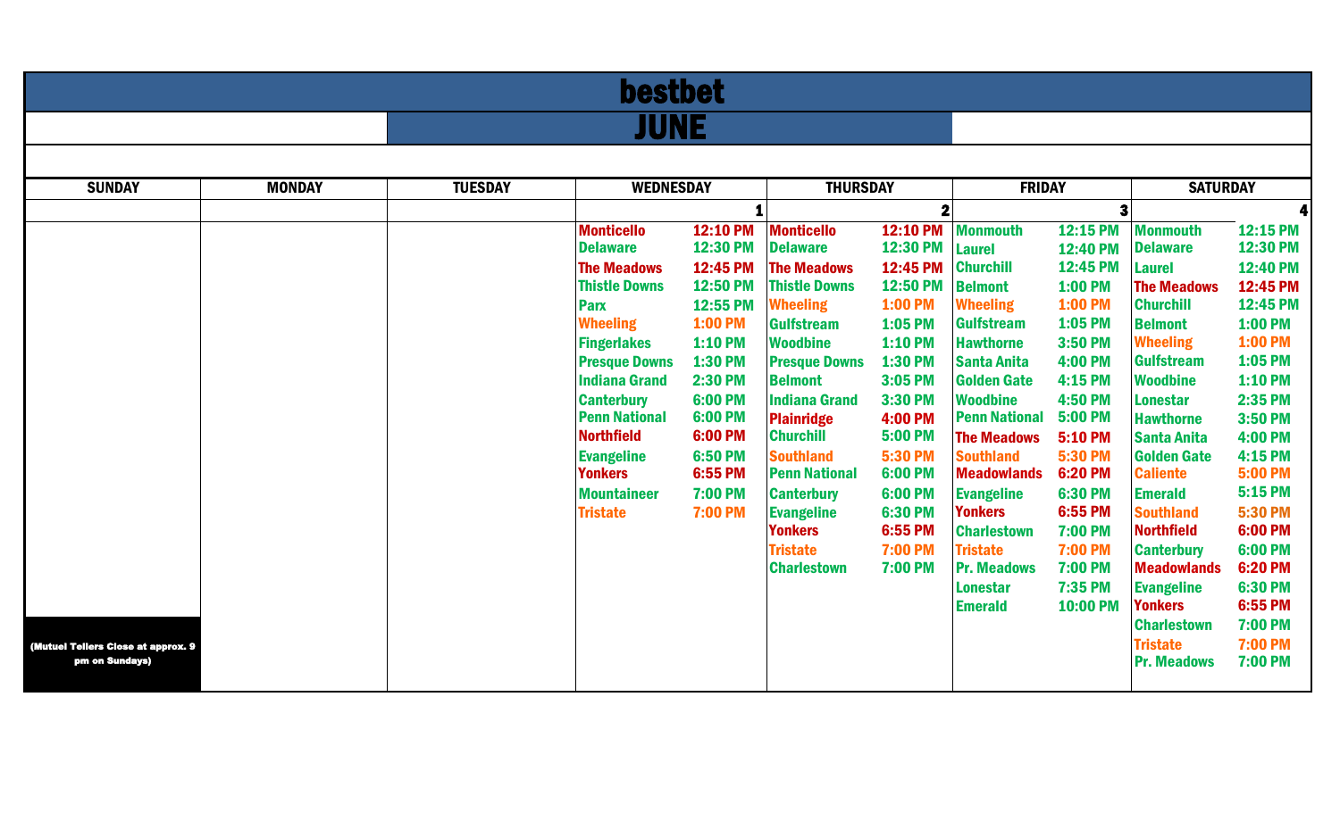# bestbet

## JUNE

| SUNDAY | MONDAY | TUESDAY | WEDNESDAY | | THURSDAY | | FRIDAY | | SATURDAY | |
|---|---|---|---|---|---|---|---|---|---|---|
| | | | | 1 | | 2 | | 3 | | 4 |
| | | | Monticello | 12:10 PM | Monticello | 12:10 PM | Monmouth | 12:15 PM | Monmouth | 12:15 PM |
| | | | Delaware | 12:30 PM | Delaware | 12:30 PM | Laurel | 12:40 PM | Delaware | 12:30 PM |
| | | | The Meadows | 12:45 PM | The Meadows | 12:45 PM | Churchill | 12:45 PM | Laurel | 12:40 PM |
| | | | Thistle Downs | 12:50 PM | Thistle Downs | 12:50 PM | Belmont | 1:00 PM | The Meadows | 12:45 PM |
| | | | Parx | 12:55 PM | Wheeling | 1:00 PM | Wheeling | 1:00 PM | Churchill | 12:45 PM |
| | | | Wheeling | 1:00 PM | Gulfstream | 1:05 PM | Gulfstream | 1:05 PM | Belmont | 1:00 PM |
| | | | Fingerlakes | 1:10 PM | Woodbine | 1:10 PM | Hawthorne | 3:50 PM | Wheeling | 1:00 PM |
| | | | Presque Downs | 1:30 PM | Presque Downs | 1:30 PM | Santa Anita | 4:00 PM | Gulfstream | 1:05 PM |
| | | | Indiana Grand | 2:30 PM | Belmont | 3:05 PM | Golden Gate | 4:15 PM | Woodbine | 1:10 PM |
| | | | Canterbury | 6:00 PM | Indiana Grand | 3:30 PM | Woodbine | 4:50 PM | Lonestar | 2:35 PM |
| | | | Penn National | 6:00 PM | Plainridge | 4:00 PM | Penn National | 5:00 PM | Hawthorne | 3:50 PM |
| | | | Northfield | 6:00 PM | Churchill | 5:00 PM | The Meadows | 5:10 PM | Santa Anita | 4:00 PM |
| | | | Evangeline | 6:50 PM | Southland | 5:30 PM | Southland | 5:30 PM | Golden Gate | 4:15 PM |
| | | | Yonkers | 6:55 PM | Penn National | 6:00 PM | Meadowlands | 6:20 PM | Caliente | 5:00 PM |
| | | | Mountaineer | 7:00 PM | Canterbury | 6:00 PM | Evangeline | 6:30 PM | Emerald | 5:15 PM |
| | | | Tristate | 7:00 PM | Evangeline | 6:30 PM | Yonkers | 6:55 PM | Southland | 5:30 PM |
| | | | | | Yonkers | 6:55 PM | Charlestown | 7:00 PM | Northfield | 6:00 PM |
| | | | | | Tristate | 7:00 PM | Tristate | 7:00 PM | Canterbury | 6:00 PM |
| | | | | | Charlestown | 7:00 PM | Pr. Meadows | 7:00 PM | Meadowlands | 6:20 PM |
| | | | | | | | Lonestar | 7:35 PM | Evangeline | 6:30 PM |
| | | | | | | | Emerald | 10:00 PM | Yonkers | 6:55 PM |
| | | | | | | | | | Charlestown | 7:00 PM |
| (Mutuel Tellers Close at approx. 9 pm on Sundays) | | | | | | | | | Tristate | 7:00 PM |
| | | | | | | | | | Pr. Meadows | 7:00 PM |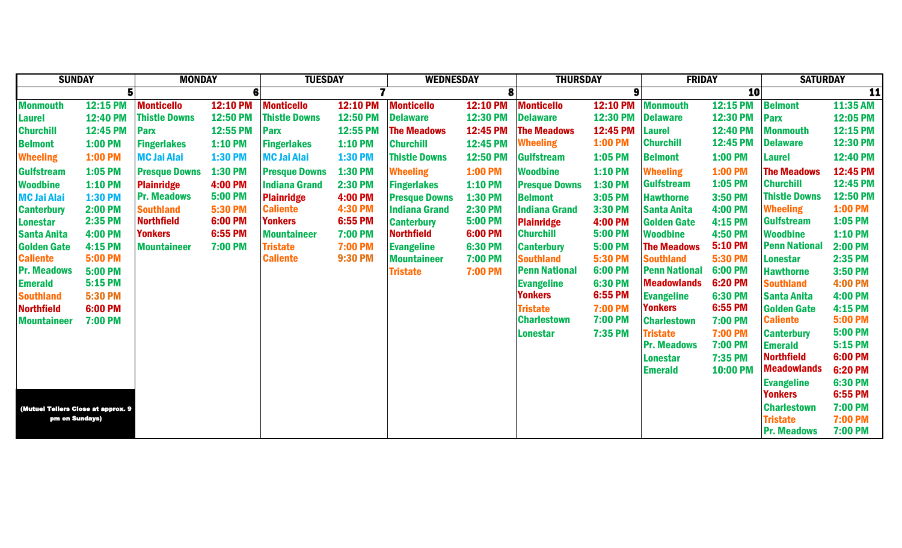| SUNDAY | | MONDAY | | TUESDAY | | WEDNESDAY | | THURSDAY | | FRIDAY | | SATURDAY | |
|---|---|---|---|---|---|---|---|---|---|---|---|---|---|
| | 5 | | 6 | | 7 | | 8 | | 9 | | 10 | | 11 |
| Monmouth | 12:15 PM | Monticello | 12:10 PM | Monticello | 12:10 PM | Monticello | 12:10 PM | Monticello | 12:10 PM | Monmouth | 12:15 PM | Belmont | 11:35 AM |
| Laurel | 12:40 PM | Thistle Downs | 12:50 PM | Thistle Downs | 12:50 PM | Delaware | 12:30 PM | Delaware | 12:30 PM | Delaware | 12:30 PM | Parx | 12:05 PM |
| Churchill | 12:45 PM | Parx | 12:55 PM | Parx | 12:55 PM | The Meadows | 12:45 PM | The Meadows | 12:45 PM | Laurel | 12:40 PM | Monmouth | 12:15 PM |
| Belmont | 1:00 PM | Fingerlakes | 1:10 PM | Fingerlakes | 1:10 PM | Churchill | 12:45 PM | Wheeling | 1:00 PM | Churchill | 12:45 PM | Delaware | 12:30 PM |
| Wheeling | 1:00 PM | MC Jai Alai | 1:30 PM | MC Jai Alai | 1:30 PM | Thistle Downs | 12:50 PM | Gulfstream | 1:05 PM | Belmont | 1:00 PM | Laurel | 12:40 PM |
| Gulfstream | 1:05 PM | Presque Downs | 1:30 PM | Presque Downs | 1:30 PM | Wheeling | 1:00 PM | Woodbine | 1:10 PM | Wheeling | 1:00 PM | The Meadows | 12:45 PM |
| Woodbine | 1:10 PM | Plainridge | 4:00 PM | Indiana Grand | 2:30 PM | Fingerlakes | 1:10 PM | Presque Downs | 1:30 PM | Gulfstream | 1:05 PM | Churchill | 12:45 PM |
| MC Jai Alai | 1:30 PM | Pr. Meadows | 5:00 PM | Plainridge | 4:00 PM | Presque Downs | 1:30 PM | Belmont | 3:05 PM | Hawthorne | 3:50 PM | Thistle Downs | 12:50 PM |
| Canterbury | 2:00 PM | Southland | 5:30 PM | Caliente | 4:30 PM | Indiana Grand | 2:30 PM | Indiana Grand | 3:30 PM | Santa Anita | 4:00 PM | Wheeling | 1:00 PM |
| Lonestar | 2:35 PM | Northfield | 6:00 PM | Yonkers | 6:55 PM | Canterbury | 5:00 PM | Plainridge | 4:00 PM | Golden Gate | 4:15 PM | Gulfstream | 1:05 PM |
| Santa Anita | 4:00 PM | Yonkers | 6:55 PM | Mountaineer | 7:00 PM | Northfield | 6:00 PM | Churchill | 5:00 PM | Woodbine | 4:50 PM | Woodbine | 1:10 PM |
| Golden Gate | 4:15 PM | Mountaineer | 7:00 PM | Tristate | 7:00 PM | Evangeline | 6:30 PM | Canterbury | 5:00 PM | The Meadows | 5:10 PM | Penn National | 2:00 PM |
| Caliente | 5:00 PM | | | Caliente | 9:30 PM | Mountaineer | 7:00 PM | Southland | 5:30 PM | Southland | 5:30 PM | Lonestar | 2:35 PM |
| Pr. Meadows | 5:00 PM | | | | | Tristate | 7:00 PM | Penn National | 6:00 PM | Penn National | 6:00 PM | Hawthorne | 3:50 PM |
| Emerald | 5:15 PM | | | | | | | Evangeline | 6:30 PM | Meadowlands | 6:20 PM | Southland | 4:00 PM |
| Southland | 5:30 PM | | | | | | | Yonkers | 6:55 PM | Evangeline | 6:30 PM | Santa Anita | 4:00 PM |
| Northfield | 6:00 PM | | | | | | | Tristate | 7:00 PM | Yonkers | 6:55 PM | Golden Gate | 4:15 PM |
| Mountaineer | 7:00 PM | | | | | | | Charlestown | 7:00 PM | Charlestown | 7:00 PM | Caliente | 5:00 PM |
| | | | | | | | | Lonestar | 7:35 PM | Tristate | 7:00 PM | Canterbury | 5:00 PM |
| | | | | | | | | | | Pr. Meadows | 7:00 PM | Emerald | 5:15 PM |
| | | | | | | | | | | Lonestar | 7:35 PM | Northfield | 6:00 PM |
| | | | | | | | | | | Emerald | 10:00 PM | Meadowlands | 6:20 PM |
| | | | | | | | | | | | | Evangeline | 6:30 PM |
| (Mutuel Tellers Close at approx. 9 pm on Sundays) | | | | | | | | | | | | Yonkers | 6:55 PM |
| | | | | | | | | | | | | Charlestown | 7:00 PM |
| | | | | | | | | | | | | Tristate | 7:00 PM |
| | | | | | | | | | | | | Pr. Meadows | 7:00 PM |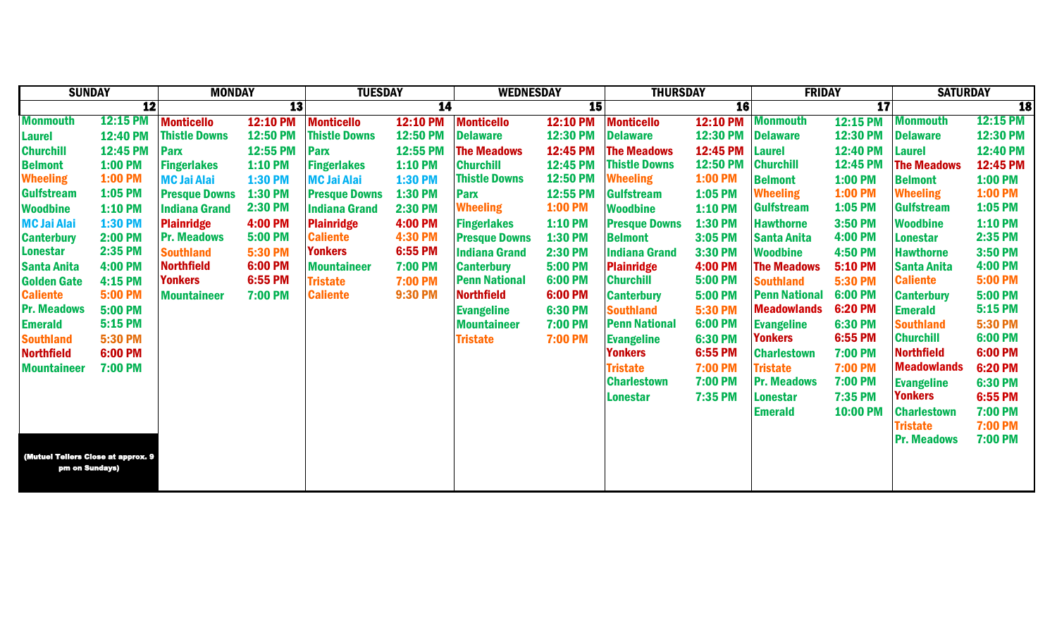| SUNDAY | | MONDAY | | TUESDAY | | WEDNESDAY | | THURSDAY | | FRIDAY | | SATURDAY | |
|---|---|---|---|---|---|---|---|---|---|---|---|---|---|
| | 12 | | 13 | | 14 | | 15 | | 16 | | 17 | | 18 |
| Monmouth | 12:15 PM | Monticello | 12:10 PM | Monticello | 12:10 PM | Monticello | 12:10 PM | Monticello | 12:10 PM | Monmouth | 12:15 PM | Monmouth | 12:15 PM |
| Laurel | 12:40 PM | Thistle Downs | 12:50 PM | Thistle Downs | 12:50 PM | Delaware | 12:30 PM | Delaware | 12:30 PM | Delaware | 12:30 PM | Delaware | 12:30 PM |
| Churchill | 12:45 PM | Parx | 12:55 PM | Parx | 12:55 PM | The Meadows | 12:45 PM | The Meadows | 12:45 PM | Laurel | 12:40 PM | Laurel | 12:40 PM |
| Belmont | 1:00 PM | Fingerlakes | 1:10 PM | Fingerlakes | 1:10 PM | Churchill | 12:45 PM | Thistle Downs | 12:50 PM | Churchill | 12:45 PM | The Meadows | 12:45 PM |
| Wheeling | 1:00 PM | MC Jai Alai | 1:30 PM | MC Jai Alai | 1:30 PM | Thistle Downs | 12:50 PM | Wheeling | 1:00 PM | Belmont | 1:00 PM | Belmont | 1:00 PM |
| Gulfstream | 1:05 PM | Presque Downs | 1:30 PM | Presque Downs | 1:30 PM | Parx | 12:55 PM | Gulfstream | 1:05 PM | Wheeling | 1:00 PM | Wheeling | 1:00 PM |
| Woodbine | 1:10 PM | Indiana Grand | 2:30 PM | Indiana Grand | 2:30 PM | Wheeling | 1:00 PM | Woodbine | 1:10 PM | Gulfstream | 1:05 PM | Gulfstream | 1:05 PM |
| MC Jai Alai | 1:30 PM | Plainridge | 4:00 PM | Plainridge | 4:00 PM | Fingerlakes | 1:10 PM | Presque Downs | 1:30 PM | Hawthorne | 3:50 PM | Woodbine | 1:10 PM |
| Canterbury | 2:00 PM | Pr. Meadows | 5:00 PM | Caliente | 4:30 PM | Presque Downs | 1:30 PM | Belmont | 3:05 PM | Santa Anita | 4:00 PM | Lonestar | 2:35 PM |
| Lonestar | 2:35 PM | Southland | 5:30 PM | Yonkers | 6:55 PM | Indiana Grand | 2:30 PM | Indiana Grand | 3:30 PM | Woodbine | 4:50 PM | Hawthorne | 3:50 PM |
| Santa Anita | 4:00 PM | Northfield | 6:00 PM | Mountaineer | 7:00 PM | Canterbury | 5:00 PM | Plainridge | 4:00 PM | The Meadows | 5:10 PM | Santa Anita | 4:00 PM |
| Golden Gate | 4:15 PM | Yonkers | 6:55 PM | Tristate | 7:00 PM | Penn National | 6:00 PM | Churchill | 5:00 PM | Southland | 5:30 PM | Caliente | 5:00 PM |
| Caliente | 5:00 PM | Mountaineer | 7:00 PM | Caliente | 9:30 PM | Northfield | 6:00 PM | Canterbury | 5:00 PM | Penn National | 6:00 PM | Canterbury | 5:00 PM |
| Pr. Meadows | 5:00 PM | | | | | Evangeline | 6:30 PM | Southland | 5:30 PM | Meadowlands | 6:20 PM | Emerald | 5:15 PM |
| Emerald | 5:15 PM | | | | | Mountaineer | 7:00 PM | Penn National | 6:00 PM | Evangeline | 6:30 PM | Southland | 5:30 PM |
| Southland | 5:30 PM | | | | | Tristate | 7:00 PM | Evangeline | 6:30 PM | Yonkers | 6:55 PM | Churchill | 6:00 PM |
| Northfield | 6:00 PM | | | | | | | Yonkers | 6:55 PM | Charlestown | 7:00 PM | Northfield | 6:00 PM |
| Mountaineer | 7:00 PM | | | | | | | Tristate | 7:00 PM | Tristate | 7:00 PM | Meadowlands | 6:20 PM |
| | | | | | | | | Charlestown | 7:00 PM | Pr. Meadows | 7:00 PM | Evangeline | 6:30 PM |
| | | | | | | | | Lonestar | 7:35 PM | Lonestar | 7:35 PM | Yonkers | 6:55 PM |
| | | | | | | | | | | Emerald | 10:00 PM | Charlestown | 7:00 PM |
| | | | | | | | | | | | | Tristate | 7:00 PM |
| | | | | | | | | | | | | Pr. Meadows | 7:00 PM |
| (Mutuel Tellers Close at approx. 9 pm on Sundays) | | | | | | | | | | | | | |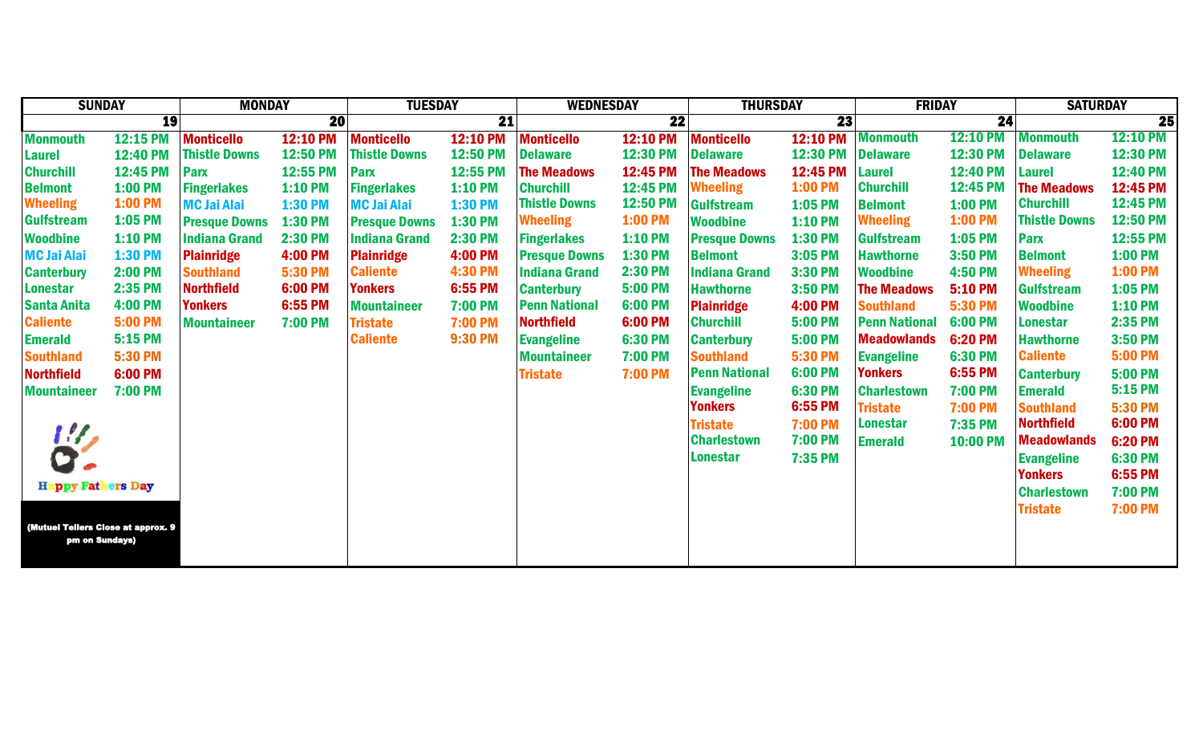| SUNDAY | | MONDAY | | TUESDAY | | WEDNESDAY | | THURSDAY | | FRIDAY | | SATURDAY | |
|---|---|---|---|---|---|---|---|---|---|---|---|---|---|
| | 19 | | 20 | | 21 | | 22 | | 23 | | 24 | | 25 |
| Monmouth | 12:15 PM | Monticello | 12:10 PM | Monticello | 12:10 PM | Monticello | 12:10 PM | Monticello | 12:10 PM | Monmouth | 12:10 PM | Monmouth | 12:10 PM |
| Laurel | 12:40 PM | Thistle Downs | 12:50 PM | Thistle Downs | 12:50 PM | Delaware | 12:30 PM | Delaware | 12:30 PM | Delaware | 12:30 PM | Delaware | 12:30 PM |
| Churchill | 12:45 PM | Parx | 12:55 PM | Parx | 12:55 PM | The Meadows | 12:45 PM | The Meadows | 12:45 PM | Laurel | 12:40 PM | Laurel | 12:40 PM |
| Belmont | 1:00 PM | Fingerlakes | 1:10 PM | Fingerlakes | 1:10 PM | Churchill | 12:45 PM | Wheeling | 1:00 PM | Churchill | 12:45 PM | The Meadows | 12:45 PM |
| Wheeling | 1:00 PM | MC Jai Alai | 1:30 PM | MC Jai Alai | 1:30 PM | Thistle Downs | 12:50 PM | Gulfstream | 1:05 PM | Belmont | 1:00 PM | Churchill | 12:45 PM |
| Gulfstream | 1:05 PM | Presque Downs | 1:30 PM | Presque Downs | 1:30 PM | Wheeling | 1:00 PM | Woodbine | 1:10 PM | Wheeling | 1:00 PM | Thistle Downs | 12:50 PM |
| Woodbine | 1:10 PM | Indiana Grand | 2:30 PM | Indiana Grand | 2:30 PM | Fingerlakes | 1:10 PM | Presque Downs | 1:30 PM | Gulfstream | 1:05 PM | Parx | 12:55 PM |
| MC Jai Alai | 1:30 PM | Plainridge | 4:00 PM | Plainridge | 4:00 PM | Presque Downs | 1:30 PM | Belmont | 3:05 PM | Hawthorne | 3:50 PM | Belmont | 1:00 PM |
| Canterbury | 2:00 PM | Southland | 5:30 PM | Caliente | 4:30 PM | Indiana Grand | 2:30 PM | Indiana Grand | 3:30 PM | Woodbine | 4:50 PM | Wheeling | 1:00 PM |
| Lonestar | 2:35 PM | Northfield | 6:00 PM | Yonkers | 6:55 PM | Canterbury | 5:00 PM | Hawthorne | 3:50 PM | The Meadows | 5:10 PM | Gulfstream | 1:05 PM |
| Santa Anita | 4:00 PM | Yonkers | 6:55 PM | Mountaineer | 7:00 PM | Penn National | 6:00 PM | Plainridge | 4:00 PM | Southland | 5:30 PM | Woodbine | 1:10 PM |
| Caliente | 5:00 PM | Mountaineer | 7:00 PM | Tristate | 7:00 PM | Northfield | 6:00 PM | Churchill | 5:00 PM | Penn National | 6:00 PM | Lonestar | 2:35 PM |
| Emerald | 5:15 PM | | | Caliente | 9:30 PM | Evangeline | 6:30 PM | Canterbury | 5:00 PM | Meadowlands | 6:20 PM | Hawthorne | 3:50 PM |
| Southland | 5:30 PM | | | | | Mountaineer | 7:00 PM | Southland | 5:30 PM | Evangeline | 6:30 PM | Caliente | 5:00 PM |
| Northfield | 6:00 PM | | | | | Tristate | 7:00 PM | Penn National | 6:00 PM | Yonkers | 6:55 PM | Canterbury | 5:00 PM |
| Mountaineer | 7:00 PM | | | | | | | Evangeline | 6:30 PM | Charlestown | 7:00 PM | Emerald | 5:15 PM |
| | | | | | | | | Yonkers | 6:55 PM | Tristate | 7:00 PM | Southland | 5:30 PM |
| Happy Fathers Day | | | | | | | | Tristate | 7:00 PM | Lonestar | 7:35 PM | Northfield | 6:00 PM |
| | | | | | | | | Charlestown | 7:00 PM | Emerald | 10:00 PM | Meadowlands | 6:20 PM |
| | | | | | | | | Lonestar | 7:35 PM | | | Evangeline | 6:30 PM |
| | | | | | | | | | | | | Yonkers | 6:55 PM |
| | | | | | | | | | | | | Charlestown | 7:00 PM |
| (Mutuel Tellers Close at approx. 9 pm on Sundays) | | | | | | | | | | | | Tristate | 7:00 PM |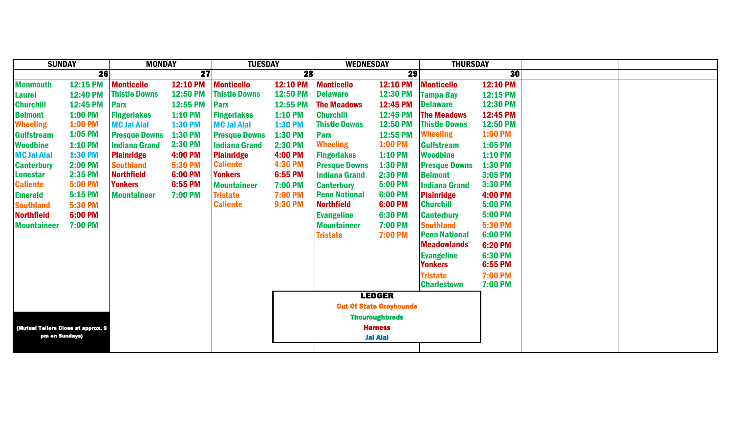| SUNDAY | | MONDAY | | TUESDAY | | WEDNESDAY | | THURSDAY | | | |
|---|---|---|---|---|---|---|---|---|---|---|---|
| | 26 | | 27 | | 28 | | 29 | | 30 | | |
| Monmouth | 12:15 PM | Monticello | 12:10 PM | Monticello | 12:10 PM | Monticello | 12:10 PM | Monticello | 12:10 PM | | |
| Laurel | 12:40 PM | Thistle Downs | 12:50 PM | Thistle Downs | 12:50 PM | Delaware | 12:30 PM | Tampa Bay | 12:15 PM | | |
| Churchill | 12:45 PM | Parx | 12:55 PM | Parx | 12:55 PM | The Meadows | 12:45 PM | Delaware | 12:30 PM | | |
| Belmont | 1:00 PM | Fingerlakes | 1:10 PM | Fingerlakes | 1:10 PM | Churchill | 12:45 PM | The Meadows | 12:45 PM | | |
| Wheeling | 1:00 PM | MC Jai Alai | 1:30 PM | MC Jai Alai | 1:30 PM | Thistle Downs | 12:50 PM | Thistle Downs | 12:50 PM | | |
| Gulfstream | 1:05 PM | Presque Downs | 1:30 PM | Presque Downs | 1:30 PM | Parx | 12:55 PM | Wheeling | 1:00 PM | | |
| Woodbine | 1:10 PM | Indiana Grand | 2:30 PM | Indiana Grand | 2:30 PM | Wheeling | 1:00 PM | Gulfstream | 1:05 PM | | |
| MC Jai Alai | 1:30 PM | Plainridge | 4:00 PM | Plainridge | 4:00 PM | Fingerlakes | 1:10 PM | Woodbine | 1:10 PM | | |
| Canterbury | 2:00 PM | Southland | 5:30 PM | Caliente | 4:30 PM | Presque Downs | 1:30 PM | Presque Downs | 1:30 PM | | |
| Lonestar | 2:35 PM | Northfield | 6:00 PM | Yonkers | 6:55 PM | Indiana Grand | 2:30 PM | Belmont | 3:05 PM | | |
| Caliente | 5:00 PM | Yonkers | 6:55 PM | Mountaineer | 7:00 PM | Canterbury | 5:00 PM | Indiana Grand | 3:30 PM | | |
| Emerald | 5:15 PM | Mountaineer | 7:00 PM | Tristate | 7:00 PM | Penn National | 6:00 PM | Plainridge | 4:00 PM | | |
| Southland | 5:30 PM | | | Caliente | 9:30 PM | Northfield | 6:00 PM | Churchill | 5:00 PM | | |
| Northfield | 6:00 PM | | | | | Evangeline | 6:30 PM | Canterbury | 5:00 PM | | |
| Mountaineer | 7:00 PM | | | | | Mountaineer | 7:00 PM | Southland | 5:30 PM | | |
| | | | | | | Tristate | 7:00 PM | Penn National | 6:00 PM | | |
| | | | | | | | | Meadowlands | 6:20 PM | | |
| | | | | | | | | Evangeline | 6:30 PM | | |
| | | | | | | | | Yonkers | 6:55 PM | | |
| | | | | | | | | Tristate | 7:00 PM | | |
| | | | | | | | | Charlestown | 7:00 PM | | |

(Mutuel Tellers Close at approx. 9 pm on Sundays)

**LEDGER**

- Out Of State Greyhounds
- Thouroughbreds
- Harness
- Jai Alai